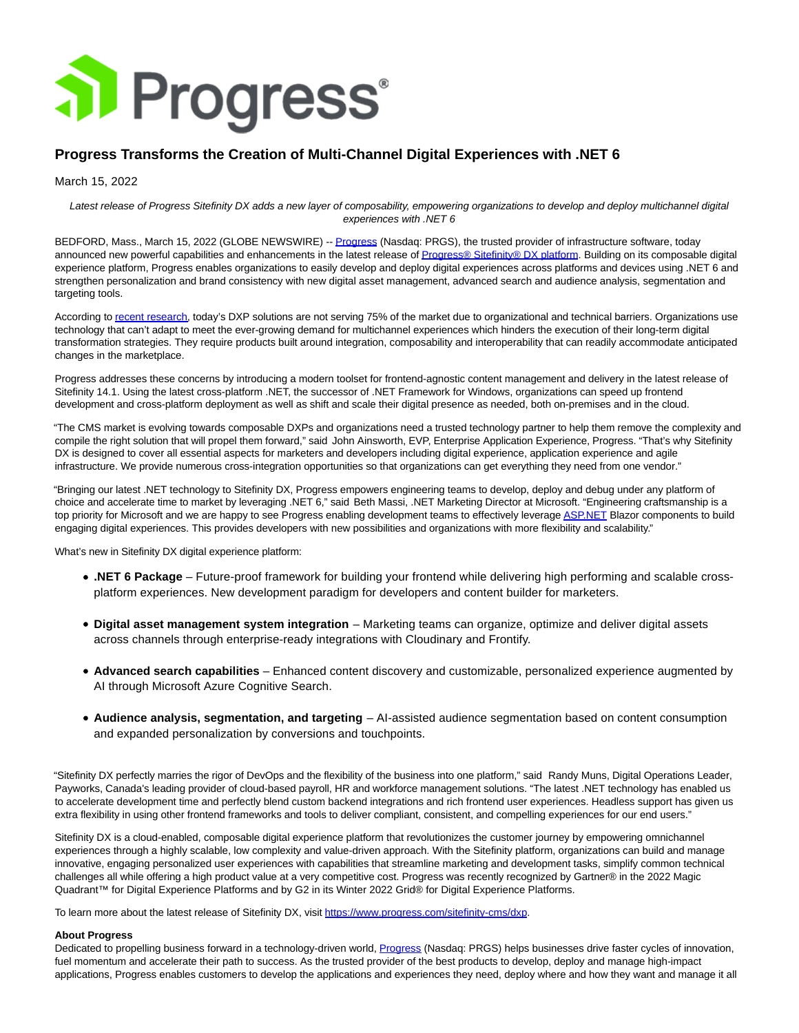# Progress Transforms the Creation of Multi-Channel Digital Experiences with .NET 6

March 15, 2022

*Latest release of Progress Sitefinity DX adds a new layer of composability, empowering organizations to develop and deploy multichannel digital experiences with .NET 6*

BEDFORD, Mass., March 15, 2022 (GLOBE NEWSWIRE) -- Progress (Nasdaq: PRGS), the trusted provider of infrastructure software, today announced new powerful capabilities and enhancements in the latest release of Progress® Sitefinity® DX platform. Building on its composable digital experience platform, Progress enables organizations to easily develop and deploy digital experiences across platforms and devices using .NET 6 and strengthen personalization and brand consistency with new digital asset management, advanced search and audience analysis, segmentation and targeting tools.

According to recent research, today's DXP solutions are not serving 75% of the market due to organizational and technical barriers. Organizations use technology that can't adapt to meet the ever-growing demand for multichannel experiences which hinders the execution of their long-term digital transformation strategies. They require products built around integration, composability and interoperability that can readily accommodate anticipated changes in the marketplace.

Progress addresses these concerns by introducing a modern toolset for frontend-agnostic content management and delivery in the latest release of Sitefinity 14.1. Using the latest cross-platform .NET, the successor of .NET Framework for Windows, organizations can speed up frontend development and cross-platform deployment as well as shift and scale their digital presence as needed, both on-premises and in the cloud.

"The CMS market is evolving towards composable DXPs and organizations need a trusted technology partner to help them remove the complexity and compile the right solution that will propel them forward," said John Ainsworth, EVP, Enterprise Application Experience, Progress. "That's why Sitefinity DX is designed to cover all essential aspects for marketers and developers including digital experience, application experience and agile infrastructure. We provide numerous cross-integration opportunities so that organizations can get everything they need from one vendor."

"Bringing our latest .NET technology to Sitefinity DX, Progress empowers engineering teams to develop, deploy and debug under any platform of choice and accelerate time to market by leveraging .NET 6," said Beth Massi, .NET Marketing Director at Microsoft. "Engineering craftsmanship is a top priority for Microsoft and we are happy to see Progress enabling development teams to effectively leverage ASP.NET Blazor components to build engaging digital experiences. This provides developers with new possibilities and organizations with more flexibility and scalability."

What's new in Sitefinity DX digital experience platform:

- **.NET 6 Package** – Future-proof framework for building your frontend while delivering high performing and scalable cross-platform experiences. New development paradigm for developers and content builder for marketers.
- **Digital asset management system integration** – Marketing teams can organize, optimize and deliver digital assets across channels through enterprise-ready integrations with Cloudinary and Frontify.
- **Advanced search capabilities** – Enhanced content discovery and customizable, personalized experience augmented by AI through Microsoft Azure Cognitive Search.
- **Audience analysis, segmentation, and targeting** – AI-assisted audience segmentation based on content consumption and expanded personalization by conversions and touchpoints.

"Sitefinity DX perfectly marries the rigor of DevOps and the flexibility of the business into one platform," said Randy Muns, Digital Operations Leader, Payworks, Canada's leading provider of cloud-based payroll, HR and workforce management solutions. "The latest .NET technology has enabled us to accelerate development time and perfectly blend custom backend integrations and rich frontend user experiences. Headless support has given us extra flexibility in using other frontend frameworks and tools to deliver compliant, consistent, and compelling experiences for our end users."

Sitefinity DX is a cloud-enabled, composable digital experience platform that revolutionizes the customer journey by empowering omnichannel experiences through a highly scalable, low complexity and value-driven approach. With the Sitefinity platform, organizations can build and manage innovative, engaging personalized user experiences with capabilities that streamline marketing and development tasks, simplify common technical challenges all while offering a high product value at a very competitive cost. Progress was recently recognized by Gartner® in the 2022 Magic Quadrant™ for Digital Experience Platforms and by G2 in its Winter 2022 Grid® for Digital Experience Platforms.

To learn more about the latest release of Sitefinity DX, visit https://www.progress.com/sitefinity-cms/dxp.

**About Progress**

Dedicated to propelling business forward in a technology-driven world, Progress (Nasdaq: PRGS) helps businesses drive faster cycles of innovation, fuel momentum and accelerate their path to success. As the trusted provider of the best products to develop, deploy and manage high-impact applications, Progress enables customers to develop the applications and experiences they need, deploy where and how they want and manage it all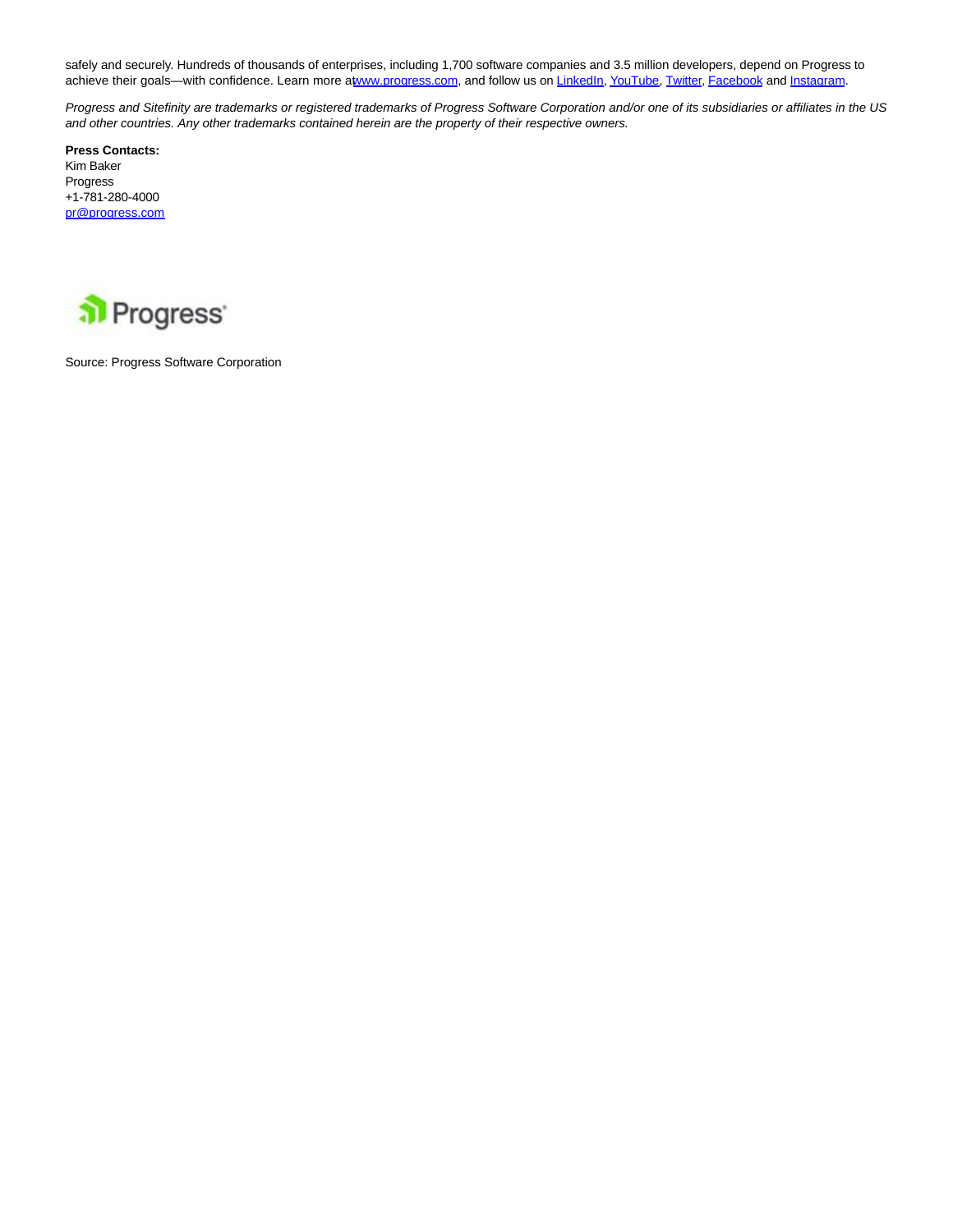safely and securely. Hundreds of thousands of enterprises, including 1,700 software companies and 3.5 million developers, depend on Progress to achieve their goals—with confidence. Learn more at www.progress.com, and follow us on LinkedIn, YouTube, Twitter, Facebook and Instagram.

*Progress and Sitefinity are trademarks or registered trademarks of Progress Software Corporation and/or one of its subsidiaries or affiliates in the US and other countries. Any other trademarks contained herein are the property of their respective owners.*

**Press Contacts:**
Kim Baker
Progress
+1-781-280-4000
pr@progress.com

Source: Progress Software Corporation